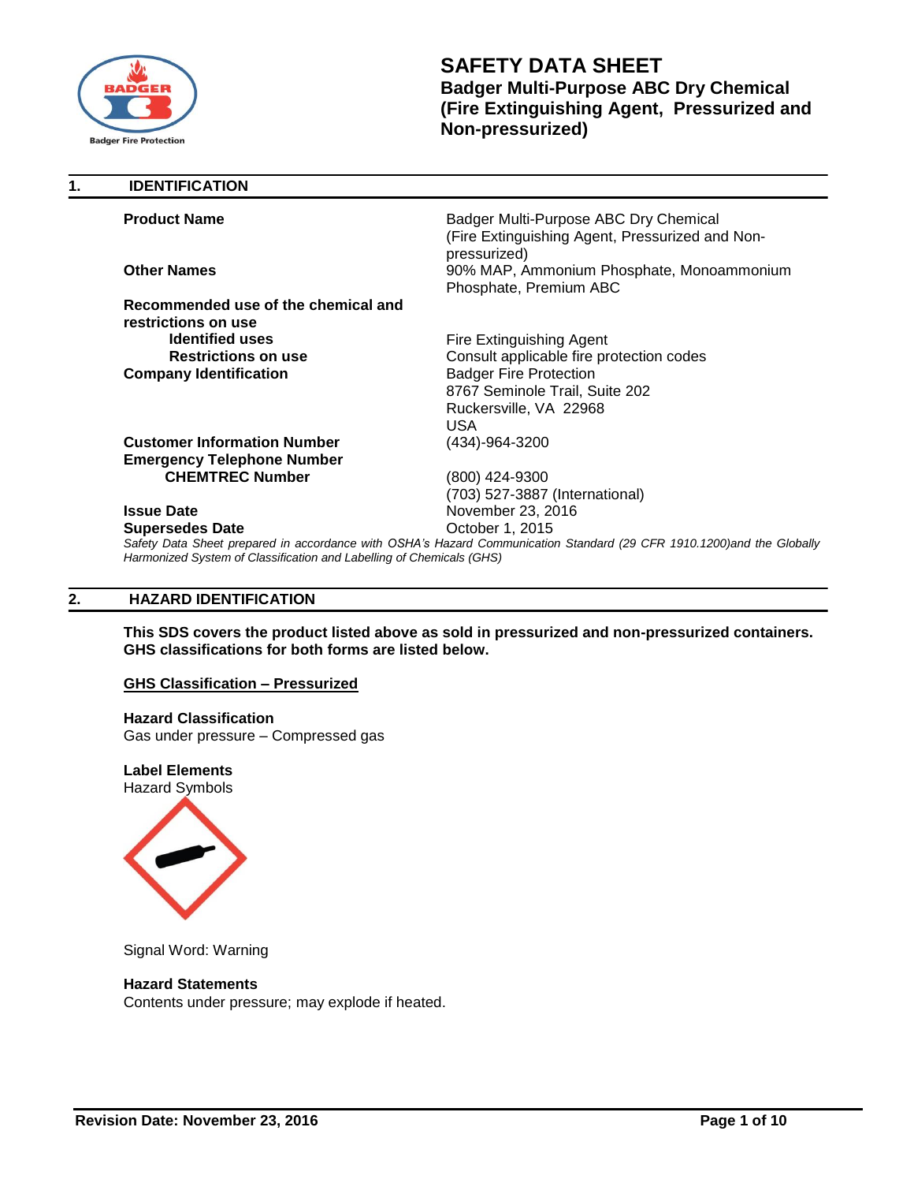# SAFETY DATA SHEET

## Badger Multi-Purpose ABC Dry Chemical (Fire Extinguishing Agent, Pressurized and Non-pressurized)

## 1. IDENTIFICATION

**Product Name** Badger Multi-Purpose ABC Dry Chemical (Fire Extinguishing Agent, Pressurized and Non-pressurized)

**Other Names** 90% MAP, Ammonium Phosphate, Monoammonium Phosphate, Premium ABC

**Recommended use of the chemical and restrictions on use**

**Identified uses** Fire Extinguishing Agent

**Restrictions on use** Consult applicable fire protection codes

**Company Identification** Badger Fire Protection
8767 Seminole Trail, Suite 202
Ruckersville, VA 22968
USA

**Customer Information Number** (434)-964-3200

**Emergency Telephone Number**

**CHEMTREC Number** (800) 424-9300
(703) 527-3887 (International)

**Issue Date** November 23, 2016

**Supersedes Date** October 1, 2015

*Safety Data Sheet prepared in accordance with OSHA's Hazard Communication Standard (29 CFR 1910.1200)and the Globally Harmonized System of Classification and Labelling of Chemicals (GHS)*

## 2. HAZARD IDENTIFICATION

**This SDS covers the product listed above as sold in pressurized and non-pressurized containers. GHS classifications for both forms are listed below.**

**GHS Classification – Pressurized**

**Hazard Classification**
Gas under pressure – Compressed gas

**Label Elements**
Hazard Symbols

Signal Word: Warning

**Hazard Statements**
Contents under pressure; may explode if heated.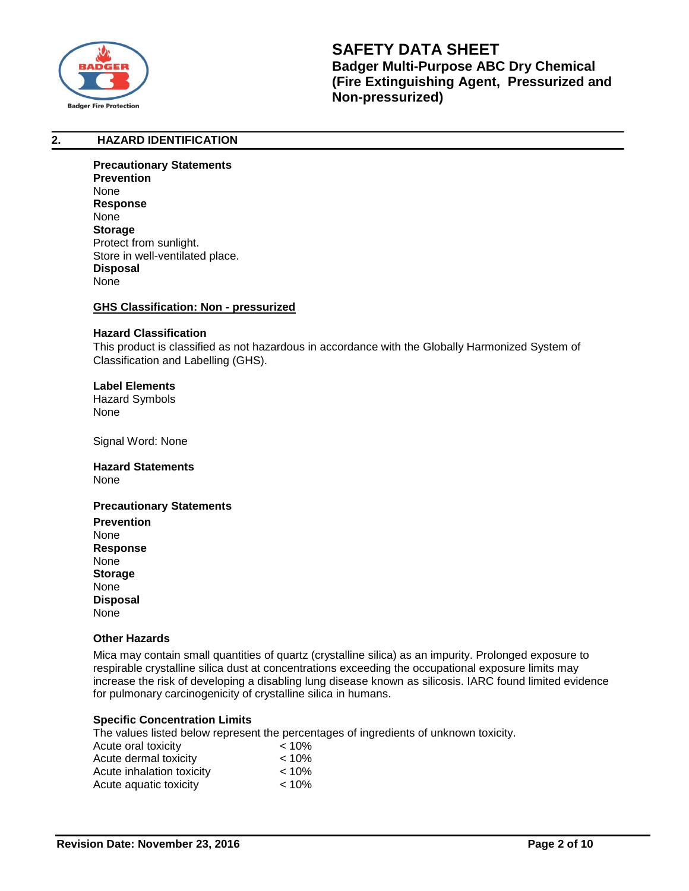## 2. HAZARD IDENTIFICATION

**Precautionary Statements**
**Prevention**
None
**Response**
None
**Storage**
Protect from sunlight.
Store in well-ventilated place.
**Disposal**
None

**GHS Classification: Non - pressurized**

**Hazard Classification**
This product is classified as not hazardous in accordance with the Globally Harmonized System of Classification and Labelling (GHS).

**Label Elements**
Hazard Symbols
None

Signal Word: None

**Hazard Statements**
None

**Precautionary Statements**
**Prevention**
None
**Response**
None
**Storage**
None
**Disposal**
None

**Other Hazards**

Mica may contain small quantities of quartz (crystalline silica) as an impurity. Prolonged exposure to respirable crystalline silica dust at concentrations exceeding the occupational exposure limits may increase the risk of developing a disabling lung disease known as silicosis. IARC found limited evidence for pulmonary carcinogenicity of crystalline silica in humans.

**Specific Concentration Limits**
The values listed below represent the percentages of ingredients of unknown toxicity.

| | |
|---|---|
| Acute oral toxicity | < 10% |
| Acute dermal toxicity | < 10% |
| Acute inhalation toxicity | < 10% |
| Acute aquatic toxicity | < 10% |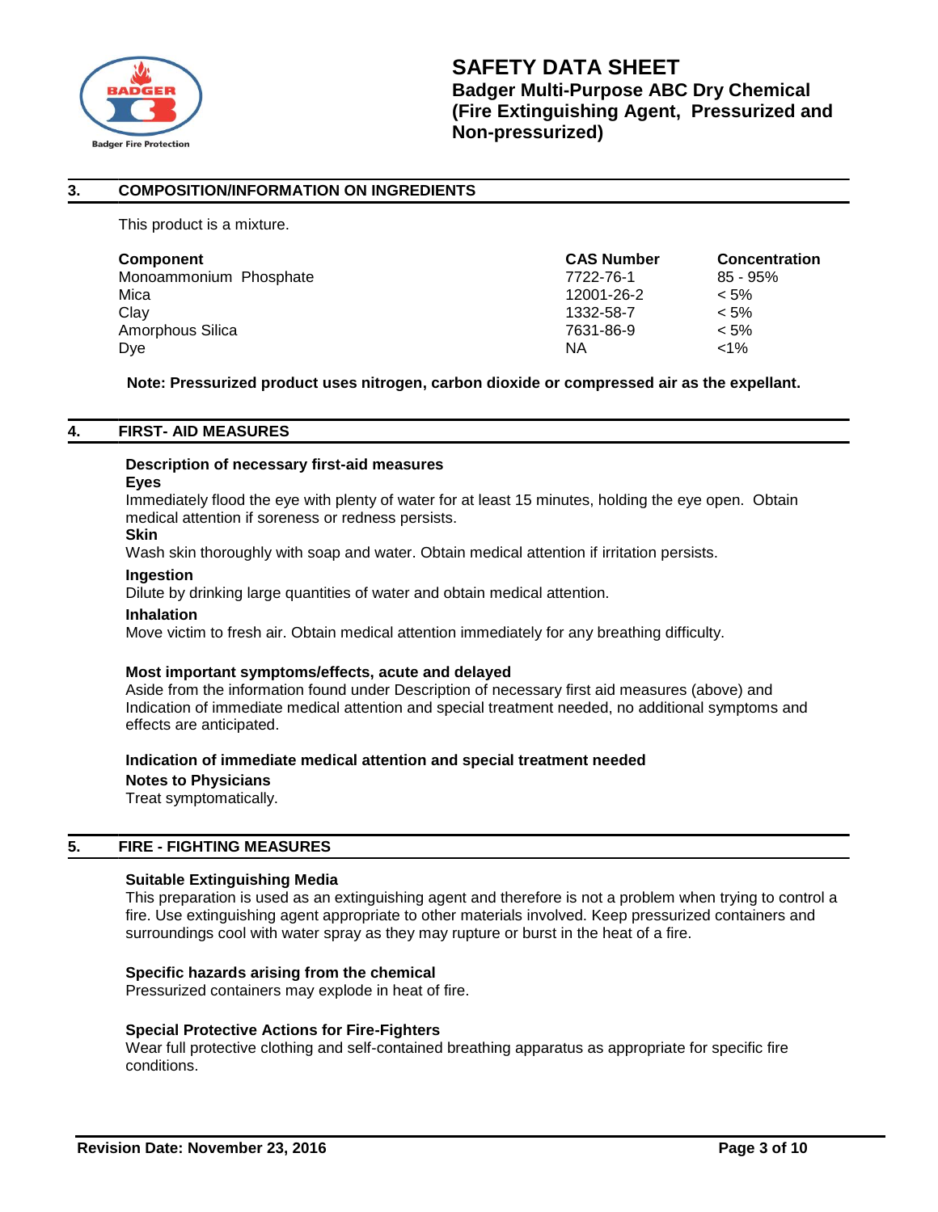## 3. COMPOSITION/INFORMATION ON INGREDIENTS

This product is a mixture.

| Component | CAS Number | Concentration |
|---|---|---|
| Monoammonium Phosphate | 7722-76-1 | 85 - 95% |
| Mica | 12001-26-2 | < 5% |
| Clay | 1332-58-7 | < 5% |
| Amorphous Silica | 7631-86-9 | < 5% |
| Dye | NA | <1% |

**Note: Pressurized product uses nitrogen, carbon dioxide or compressed air as the expellant.**

## 4. FIRST- AID MEASURES

**Description of necessary first-aid measures**

**Eyes**

Immediately flood the eye with plenty of water for at least 15 minutes, holding the eye open. Obtain medical attention if soreness or redness persists.

**Skin**

Wash skin thoroughly with soap and water. Obtain medical attention if irritation persists.

**Ingestion**

Dilute by drinking large quantities of water and obtain medical attention.

**Inhalation**

Move victim to fresh air. Obtain medical attention immediately for any breathing difficulty.

**Most important symptoms/effects, acute and delayed**

Aside from the information found under Description of necessary first aid measures (above) and Indication of immediate medical attention and special treatment needed, no additional symptoms and effects are anticipated.

**Indication of immediate medical attention and special treatment needed**

**Notes to Physicians**

Treat symptomatically.

## 5. FIRE - FIGHTING MEASURES

**Suitable Extinguishing Media**

This preparation is used as an extinguishing agent and therefore is not a problem when trying to control a fire. Use extinguishing agent appropriate to other materials involved. Keep pressurized containers and surroundings cool with water spray as they may rupture or burst in the heat of a fire.

**Specific hazards arising from the chemical**

Pressurized containers may explode in heat of fire.

**Special Protective Actions for Fire-Fighters**

Wear full protective clothing and self-contained breathing apparatus as appropriate for specific fire conditions.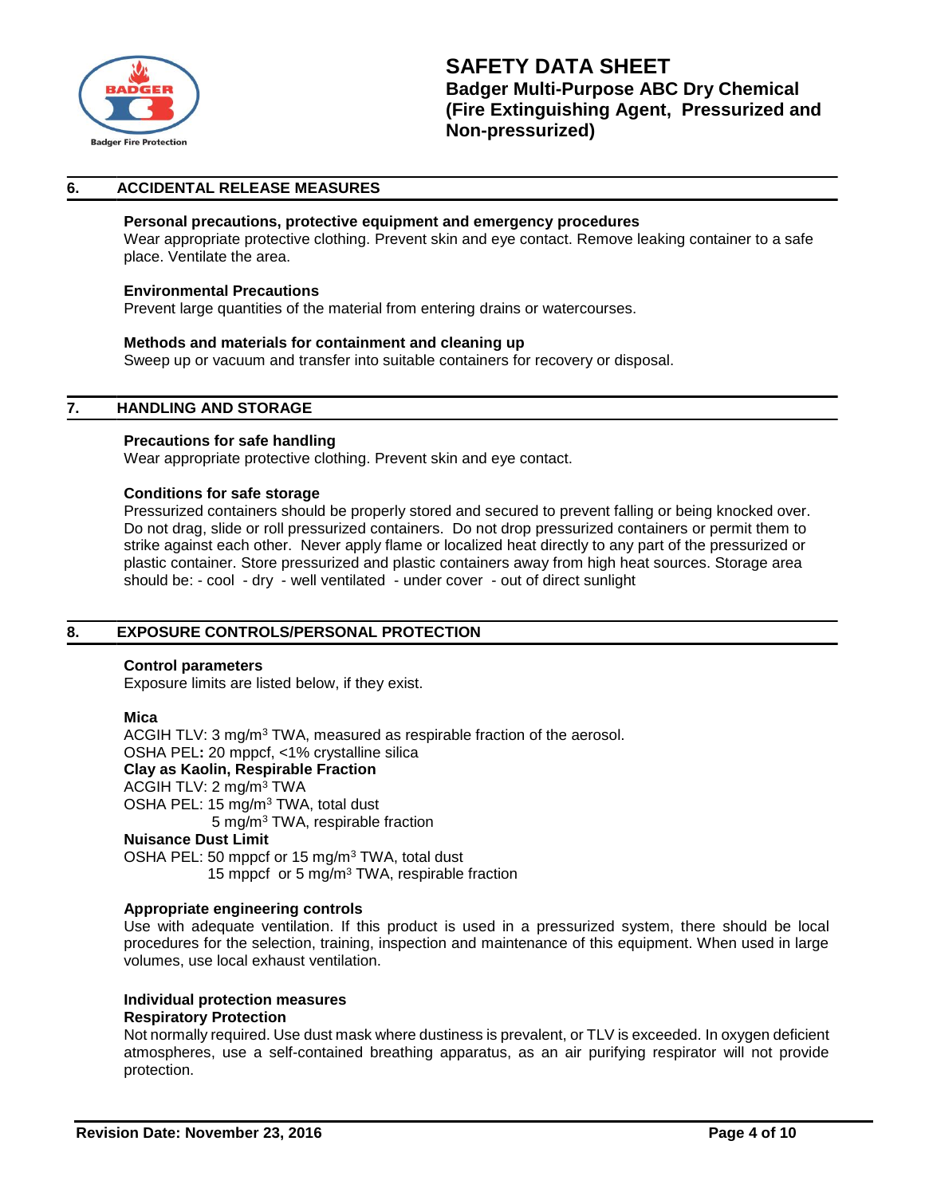## 6. ACCIDENTAL RELEASE MEASURES

**Personal precautions, protective equipment and emergency procedures**
Wear appropriate protective clothing. Prevent skin and eye contact. Remove leaking container to a safe place. Ventilate the area.

**Environmental Precautions**
Prevent large quantities of the material from entering drains or watercourses.

**Methods and materials for containment and cleaning up**
Sweep up or vacuum and transfer into suitable containers for recovery or disposal.

## 7. HANDLING AND STORAGE

**Precautions for safe handling**
Wear appropriate protective clothing. Prevent skin and eye contact.

**Conditions for safe storage**
Pressurized containers should be properly stored and secured to prevent falling or being knocked over. Do not drag, slide or roll pressurized containers. Do not drop pressurized containers or permit them to strike against each other. Never apply flame or localized heat directly to any part of the pressurized or plastic container. Store pressurized and plastic containers away from high heat sources. Storage area should be: - cool - dry - well ventilated - under cover - out of direct sunlight

## 8. EXPOSURE CONTROLS/PERSONAL PROTECTION

**Control parameters**
Exposure limits are listed below, if they exist.

**Mica**
ACGIH TLV: 3 mg/m$^3$ TWA, measured as respirable fraction of the aerosol.
OSHA PEL**:** 20 mppcf, <1% crystalline silica
**Clay as Kaolin, Respirable Fraction**
ACGIH TLV: 2 mg/m$^3$ TWA
OSHA PEL: 15 mg/m$^3$ TWA, total dust
5 mg/m$^3$ TWA, respirable fraction
**Nuisance Dust Limit**
OSHA PEL: 50 mppcf or 15 mg/m$^3$ TWA, total dust
15 mppcf or 5 mg/m$^3$ TWA, respirable fraction

**Appropriate engineering controls**
Use with adequate ventilation. If this product is used in a pressurized system, there should be local procedures for the selection, training, inspection and maintenance of this equipment. When used in large volumes, use local exhaust ventilation.

**Individual protection measures**
**Respiratory Protection**
Not normally required. Use dust mask where dustiness is prevalent, or TLV is exceeded. In oxygen deficient atmospheres, use a self-contained breathing apparatus, as an air purifying respirator will not provide protection.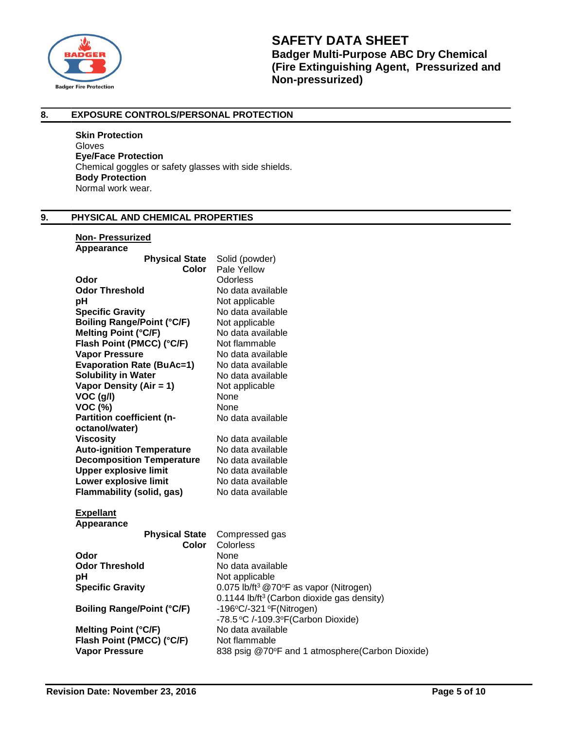## 8. EXPOSURE CONTROLS/PERSONAL PROTECTION

**Skin Protection**
Gloves
**Eye/Face Protection**
Chemical goggles or safety glasses with side shields.
**Body Protection**
Normal work wear.

## 9. PHYSICAL AND CHEMICAL PROPERTIES

**Non- Pressurized**

| Property | Value |
|---|---|
| **Appearance** | |
| **Physical State** | Solid (powder) |
| **Color** | Pale Yellow |
| **Odor** | Odorless |
| **Odor Threshold** | No data available |
| **pH** | Not applicable |
| **Specific Gravity** | No data available |
| **Boiling Range/Point (°C/F)** | Not applicable |
| **Melting Point (°C/F)** | No data available |
| **Flash Point (PMCC) (°C/F)** | Not flammable |
| **Vapor Pressure** | No data available |
| **Evaporation Rate (BuAc=1)** | No data available |
| **Solubility in Water** | No data available |
| **Vapor Density (Air = 1)** | Not applicable |
| **VOC (g/l)** | None |
| **VOC (%)** | None |
| **Partition coefficient (n-octanol/water)** | No data available |
| **Viscosity** | No data available |
| **Auto-ignition Temperature** | No data available |
| **Decomposition Temperature** | No data available |
| **Upper explosive limit** | No data available |
| **Lower explosive limit** | No data available |
| **Flammability (solid, gas)** | No data available |

**Expellant**

| Property | Value |
|---|---|
| **Appearance** | |
| **Physical State** | Compressed gas |
| **Color** | Colorless |
| **Odor** | None |
| **Odor Threshold** | No data available |
| **pH** | Not applicable |
| **Specific Gravity** | 0.075 lb/ft$^3$ @70°F as vapor (Nitrogen)<br>0.1144 lb/ft$^3$ (Carbon dioxide gas density) |
| **Boiling Range/Point (°C/F)** | -196°C/-321 °F(Nitrogen)<br>-78.5 °C /-109.3°F(Carbon Dioxide) |
| **Melting Point (°C/F)** | No data available |
| **Flash Point (PMCC) (°C/F)** | Not flammable |
| **Vapor Pressure** | 838 psig @70°F and 1 atmosphere(Carbon Dioxide) |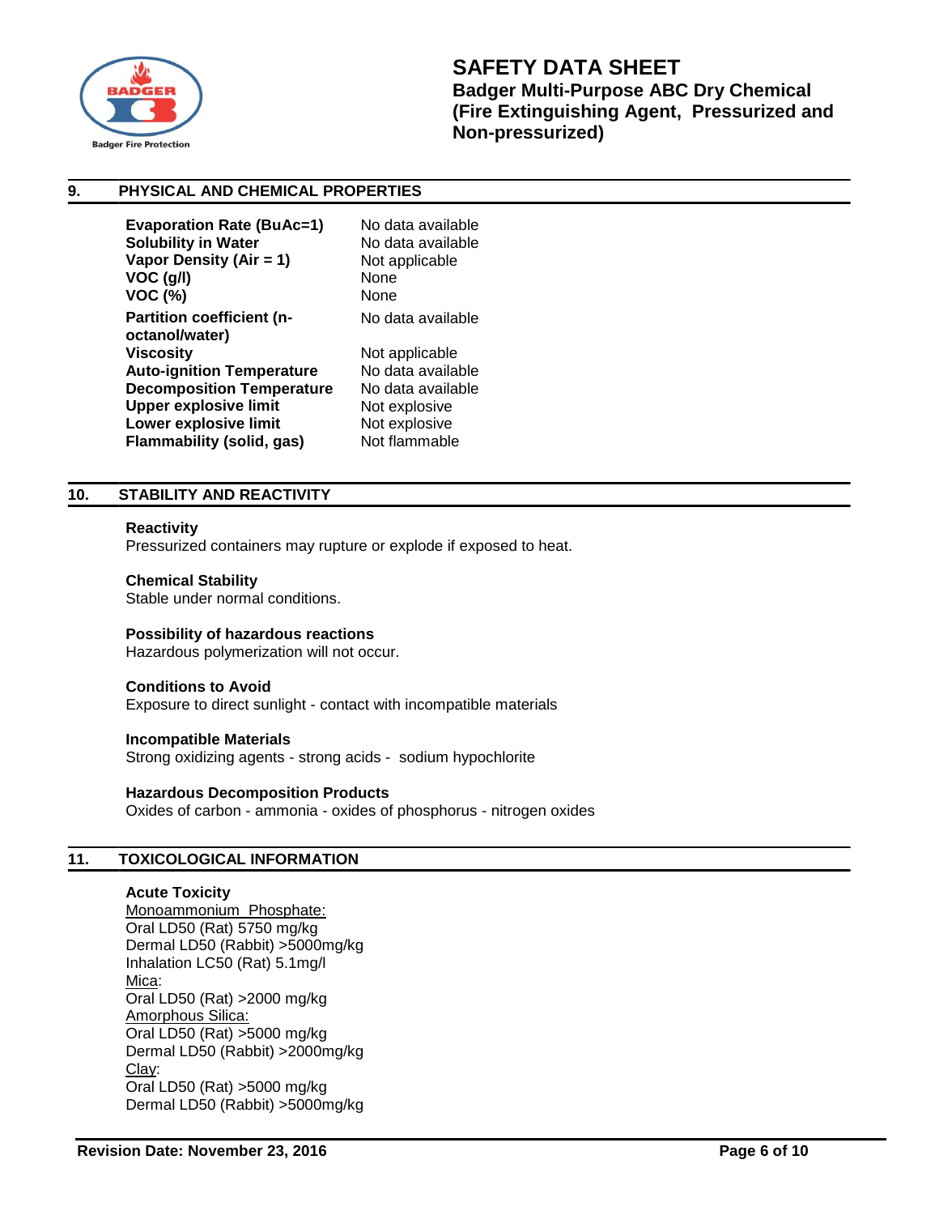## 9. PHYSICAL AND CHEMICAL PROPERTIES

| Property | Value |
|---|---|
| **Evaporation Rate (BuAc=1)** | No data available |
| **Solubility in Water** | No data available |
| **Vapor Density (Air = 1)** | Not applicable |
| **VOC (g/l)** | None |
| **VOC (%)** | None |
| **Partition coefficient (n-octanol/water)** | No data available |
| **Viscosity** | Not applicable |
| **Auto-ignition Temperature** | No data available |
| **Decomposition Temperature** | No data available |
| **Upper explosive limit** | Not explosive |
| **Lower explosive limit** | Not explosive |
| **Flammability (solid, gas)** | Not flammable |

## 10. STABILITY AND REACTIVITY

**Reactivity**
Pressurized containers may rupture or explode if exposed to heat.

**Chemical Stability**
Stable under normal conditions.

**Possibility of hazardous reactions**
Hazardous polymerization will not occur.

**Conditions to Avoid**
Exposure to direct sunlight - contact with incompatible materials

**Incompatible Materials**
Strong oxidizing agents - strong acids - sodium hypochlorite

**Hazardous Decomposition Products**
Oxides of carbon - ammonia - oxides of phosphorus - nitrogen oxides

## 11. TOXICOLOGICAL INFORMATION

**Acute Toxicity**

Monoammonium Phosphate:
Oral LD50 (Rat) 5750 mg/kg
Dermal LD50 (Rabbit) >5000mg/kg
Inhalation LC50 (Rat) 5.1mg/l

Mica:
Oral LD50 (Rat) >2000 mg/kg

Amorphous Silica:
Oral LD50 (Rat) >5000 mg/kg
Dermal LD50 (Rabbit) >2000mg/kg

Clay:
Oral LD50 (Rat) >5000 mg/kg
Dermal LD50 (Rabbit) >5000mg/kg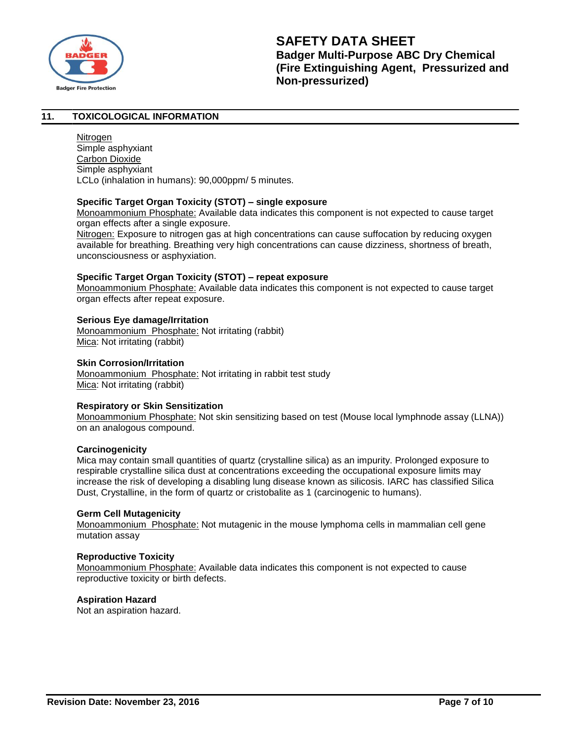## 11. TOXICOLOGICAL INFORMATION

Nitrogen
Simple asphyxiant
Carbon Dioxide
Simple asphyxiant
LCLo (inhalation in humans): 90,000ppm/ 5 minutes.

**Specific Target Organ Toxicity (STOT) – single exposure**
Monoammonium Phosphate: Available data indicates this component is not expected to cause target organ effects after a single exposure.
Nitrogen: Exposure to nitrogen gas at high concentrations can cause suffocation by reducing oxygen available for breathing. Breathing very high concentrations can cause dizziness, shortness of breath, unconsciousness or asphyxiation.

**Specific Target Organ Toxicity (STOT) – repeat exposure**
Monoammonium Phosphate: Available data indicates this component is not expected to cause target organ effects after repeat exposure.

**Serious Eye damage/Irritation**
Monoammonium Phosphate: Not irritating (rabbit)
Mica: Not irritating (rabbit)

**Skin Corrosion/Irritation**
Monoammonium Phosphate: Not irritating in rabbit test study
Mica: Not irritating (rabbit)

**Respiratory or Skin Sensitization**
Monoammonium Phosphate: Not skin sensitizing based on test (Mouse local lymphnode assay (LLNA)) on an analogous compound.

**Carcinogenicity**
Mica may contain small quantities of quartz (crystalline silica) as an impurity. Prolonged exposure to respirable crystalline silica dust at concentrations exceeding the occupational exposure limits may increase the risk of developing a disabling lung disease known as silicosis. IARC has classified Silica Dust, Crystalline, in the form of quartz or cristobalite as 1 (carcinogenic to humans).

**Germ Cell Mutagenicity**
Monoammonium Phosphate: Not mutagenic in the mouse lymphoma cells in mammalian cell gene mutation assay

**Reproductive Toxicity**
Monoammonium Phosphate: Available data indicates this component is not expected to cause reproductive toxicity or birth defects.

**Aspiration Hazard**
Not an aspiration hazard.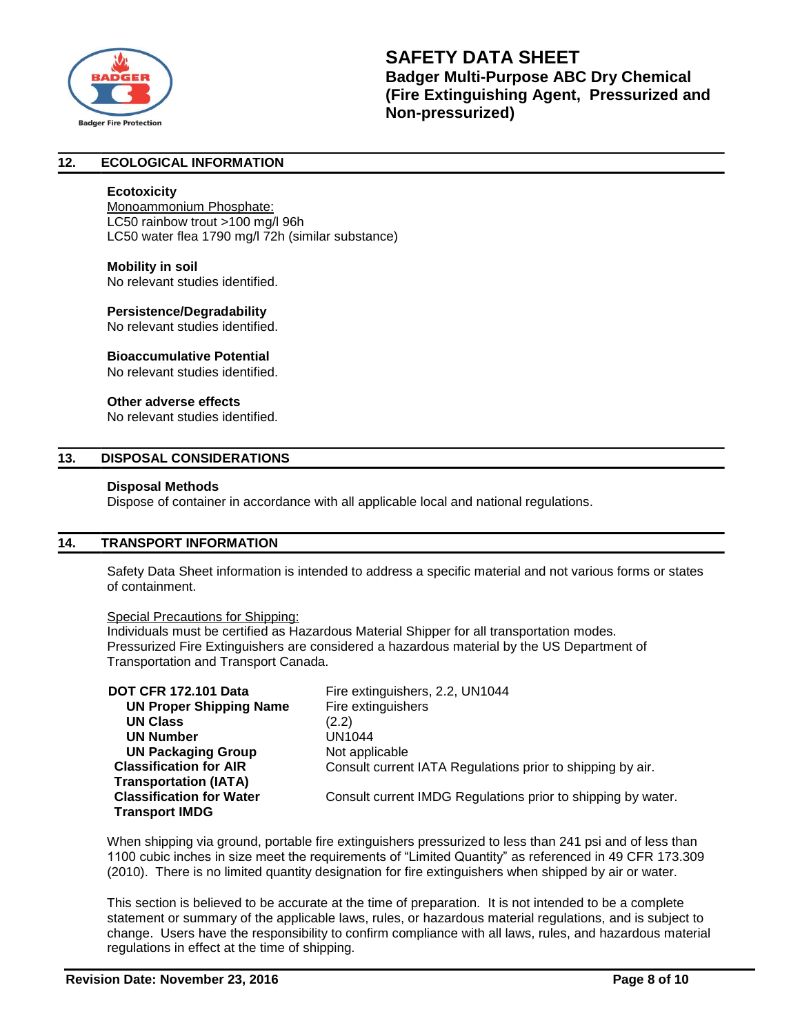## 12. ECOLOGICAL INFORMATION

**Ecotoxicity**

Monoammonium Phosphate:
LC50 rainbow trout >100 mg/l 96h
LC50 water flea 1790 mg/l 72h (similar substance)

**Mobility in soil**
No relevant studies identified.

**Persistence/Degradability**
No relevant studies identified.

**Bioaccumulative Potential**
No relevant studies identified.

**Other adverse effects**
No relevant studies identified.

## 13. DISPOSAL CONSIDERATIONS

**Disposal Methods**
Dispose of container in accordance with all applicable local and national regulations.

## 14. TRANSPORT INFORMATION

Safety Data Sheet information is intended to address a specific material and not various forms or states of containment.

Special Precautions for Shipping:
Individuals must be certified as Hazardous Material Shipper for all transportation modes. Pressurized Fire Extinguishers are considered a hazardous material by the US Department of Transportation and Transport Canada.

| | |
|---|---|
| **DOT CFR 172.101 Data** | Fire extinguishers, 2.2, UN1044 |
| **UN Proper Shipping Name** | Fire extinguishers |
| **UN Class** | (2.2) |
| **UN Number** | UN1044 |
| **UN Packaging Group** | Not applicable |
| **Classification for AIR Transportation (IATA)** | Consult current IATA Regulations prior to shipping by air. |
| **Classification for Water Transport IMDG** | Consult current IMDG Regulations prior to shipping by water. |

When shipping via ground, portable fire extinguishers pressurized to less than 241 psi and of less than 1100 cubic inches in size meet the requirements of "Limited Quantity" as referenced in 49 CFR 173.309 (2010). There is no limited quantity designation for fire extinguishers when shipped by air or water.

This section is believed to be accurate at the time of preparation. It is not intended to be a complete statement or summary of the applicable laws, rules, or hazardous material regulations, and is subject to change. Users have the responsibility to confirm compliance with all laws, rules, and hazardous material regulations in effect at the time of shipping.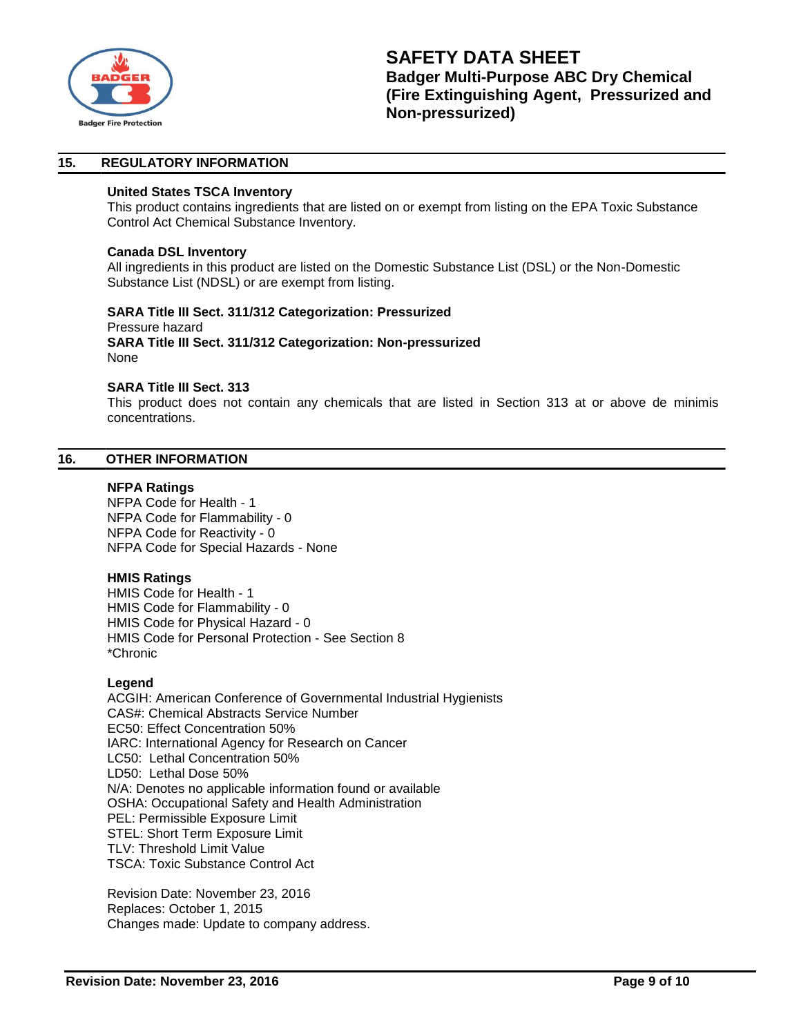## 15. REGULATORY INFORMATION

**United States TSCA Inventory**
This product contains ingredients that are listed on or exempt from listing on the EPA Toxic Substance Control Act Chemical Substance Inventory.

**Canada DSL Inventory**
All ingredients in this product are listed on the Domestic Substance List (DSL) or the Non-Domestic Substance List (NDSL) or are exempt from listing.

**SARA Title III Sect. 311/312 Categorization: Pressurized**
Pressure hazard
**SARA Title III Sect. 311/312 Categorization: Non-pressurized**
None

**SARA Title III Sect. 313**
This product does not contain any chemicals that are listed in Section 313 at or above de minimis concentrations.

## 16. OTHER INFORMATION

**NFPA Ratings**
NFPA Code for Health - 1
NFPA Code for Flammability - 0
NFPA Code for Reactivity - 0
NFPA Code for Special Hazards - None

**HMIS Ratings**
HMIS Code for Health - 1
HMIS Code for Flammability - 0
HMIS Code for Physical Hazard - 0
HMIS Code for Personal Protection - See Section 8
*Chronic

**Legend**
ACGIH: American Conference of Governmental Industrial Hygienists
CAS#: Chemical Abstracts Service Number
EC50: Effect Concentration 50%
IARC: International Agency for Research on Cancer
LC50: Lethal Concentration 50%
LD50: Lethal Dose 50%
N/A: Denotes no applicable information found or available
OSHA: Occupational Safety and Health Administration
PEL: Permissible Exposure Limit
STEL: Short Term Exposure Limit
TLV: Threshold Limit Value
TSCA: Toxic Substance Control Act

Revision Date: November 23, 2016
Replaces: October 1, 2015
Changes made: Update to company address.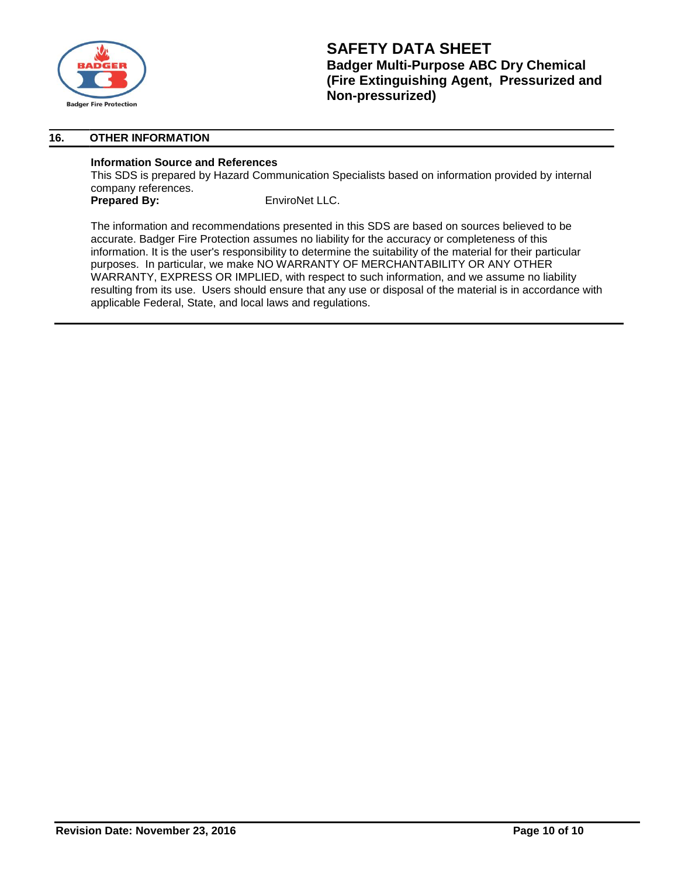## 16. OTHER INFORMATION

**Information Source and References**

This SDS is prepared by Hazard Communication Specialists based on information provided by internal company references.

**Prepared By:** EnviroNet LLC.

The information and recommendations presented in this SDS are based on sources believed to be accurate. Badger Fire Protection assumes no liability for the accuracy or completeness of this information. It is the user's responsibility to determine the suitability of the material for their particular purposes. In particular, we make NO WARRANTY OF MERCHANTABILITY OR ANY OTHER WARRANTY, EXPRESS OR IMPLIED, with respect to such information, and we assume no liability resulting from its use. Users should ensure that any use or disposal of the material is in accordance with applicable Federal, State, and local laws and regulations.

**Revision Date: November 23, 2016**